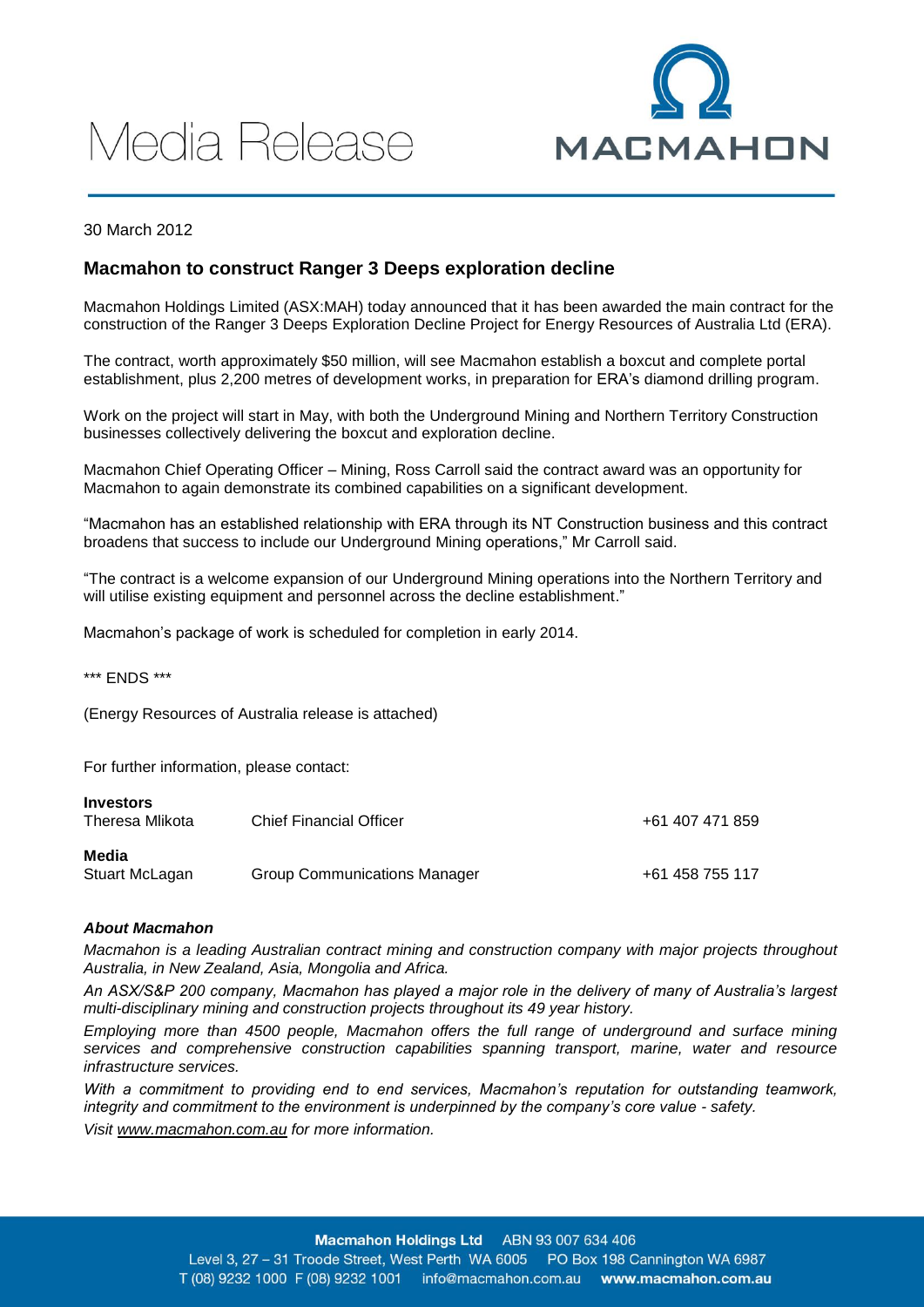# Media Release

MACMAHON

30 March 2012

## Macmahon to construct Ranger 3 Deeps exploration decline

Macmahon Holdings Limited (ASX:MAH) today announced that it has been awarded the main contract for the construction of the Ranger 3 Deeps Exploration Decline Project for Energy Resources of Australia Ltd (ERA).

The contract, worth approximately $50 million, will see Macmahon establish a boxcut and complete portal establishment, plus 2,200 metres of development works, in preparation for ERA's diamond drilling program.

Work on the project will start in May, with both the Underground Mining and Northern Territory Construction businesses collectively delivering the boxcut and exploration decline.

Macmahon Chief Operating Officer – Mining, Ross Carroll said the contract award was an opportunity for Macmahon to again demonstrate its combined capabilities on a significant development.

"Macmahon has an established relationship with ERA through its NT Construction business and this contract broadens that success to include our Underground Mining operations," Mr Carroll said.

"The contract is a welcome expansion of our Underground Mining operations into the Northern Territory and will utilise existing equipment and personnel across the decline establishment."

Macmahon's package of work is scheduled for completion in early 2014.

*** ENDS ***

(Energy Resources of Australia release is attached)

For further information, please contact:

**Investors**

| | | |
|---|---|---|
| Theresa Mlikota | Chief Financial Officer | +61 407 471 859 |

**Media**

| | | |
|---|---|---|
| Stuart McLagan | Group Communications Manager | +61 458 755 117 |

***About Macmahon***

*Macmahon is a leading Australian contract mining and construction company with major projects throughout Australia, in New Zealand, Asia, Mongolia and Africa.*

*An ASX/S&P 200 company, Macmahon has played a major role in the delivery of many of Australia's largest multi-disciplinary mining and construction projects throughout its 49 year history.*

*Employing more than 4500 people, Macmahon offers the full range of underground and surface mining services and comprehensive construction capabilities spanning transport, marine, water and resource infrastructure services.*

*With a commitment to providing end to end services, Macmahon's reputation for outstanding teamwork, integrity and commitment to the environment is underpinned by the company's core value - safety.*

*Visit www.macmahon.com.au for more information.*

**Macmahon Holdings Ltd** ABN 93 007 634 406
Level 3, 27 – 31 Troode Street, West Perth WA 6005 PO Box 198 Cannington WA 6987
T (08) 9232 1000 F (08) 9232 1001 info@macmahon.com.au **www.macmahon.com.au**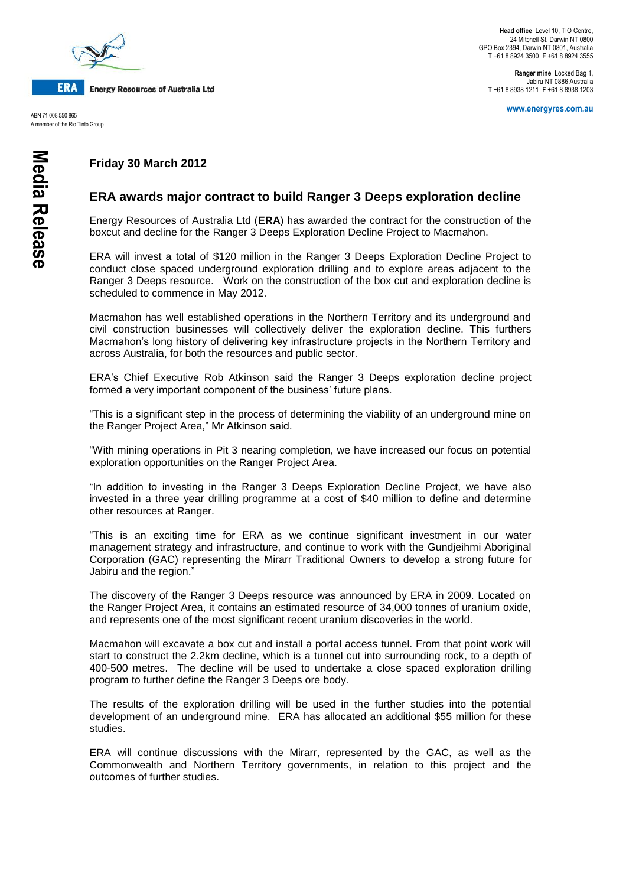**Friday 30 March 2012**

## ERA awards major contract to build Ranger 3 Deeps exploration decline

Energy Resources of Australia Ltd (**ERA**) has awarded the contract for the construction of the boxcut and decline for the Ranger 3 Deeps Exploration Decline Project to Macmahon.

ERA will invest a total of $120 million in the Ranger 3 Deeps Exploration Decline Project to conduct close spaced underground exploration drilling and to explore areas adjacent to the Ranger 3 Deeps resource. Work on the construction of the box cut and exploration decline is scheduled to commence in May 2012.

Macmahon has well established operations in the Northern Territory and its underground and civil construction businesses will collectively deliver the exploration decline. This furthers Macmahon's long history of delivering key infrastructure projects in the Northern Territory and across Australia, for both the resources and public sector.

ERA's Chief Executive Rob Atkinson said the Ranger 3 Deeps exploration decline project formed a very important component of the business' future plans.

"This is a significant step in the process of determining the viability of an underground mine on the Ranger Project Area," Mr Atkinson said.

"With mining operations in Pit 3 nearing completion, we have increased our focus on potential exploration opportunities on the Ranger Project Area.

"In addition to investing in the Ranger 3 Deeps Exploration Decline Project, we have also invested in a three year drilling programme at a cost of $40 million to define and determine other resources at Ranger.

"This is an exciting time for ERA as we continue significant investment in our water management strategy and infrastructure, and continue to work with the Gundjeihmi Aboriginal Corporation (GAC) representing the Mirarr Traditional Owners to develop a strong future for Jabiru and the region."

The discovery of the Ranger 3 Deeps resource was announced by ERA in 2009. Located on the Ranger Project Area, it contains an estimated resource of 34,000 tonnes of uranium oxide, and represents one of the most significant recent uranium discoveries in the world.

Macmahon will excavate a box cut and install a portal access tunnel. From that point work will start to construct the 2.2km decline, which is a tunnel cut into surrounding rock, to a depth of 400-500 metres. The decline will be used to undertake a close spaced exploration drilling program to further define the Ranger 3 Deeps ore body.

The results of the exploration drilling will be used in the further studies into the potential development of an underground mine. ERA has allocated an additional $55 million for these studies.

ERA will continue discussions with the Mirarr, represented by the GAC, as well as the Commonwealth and Northern Territory governments, in relation to this project and the outcomes of further studies.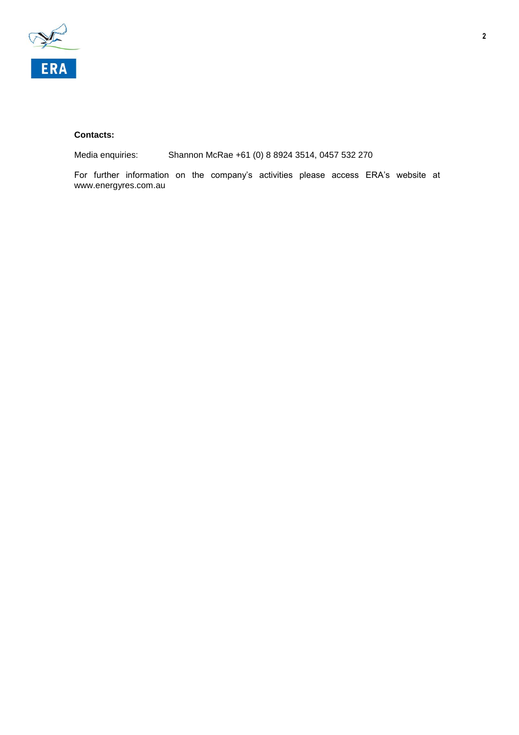**Contacts:**

Media enquiries: Shannon McRae +61 (0) 8 8924 3514, 0457 532 270

For further information on the company's activities please access ERA's website at www.energyres.com.au